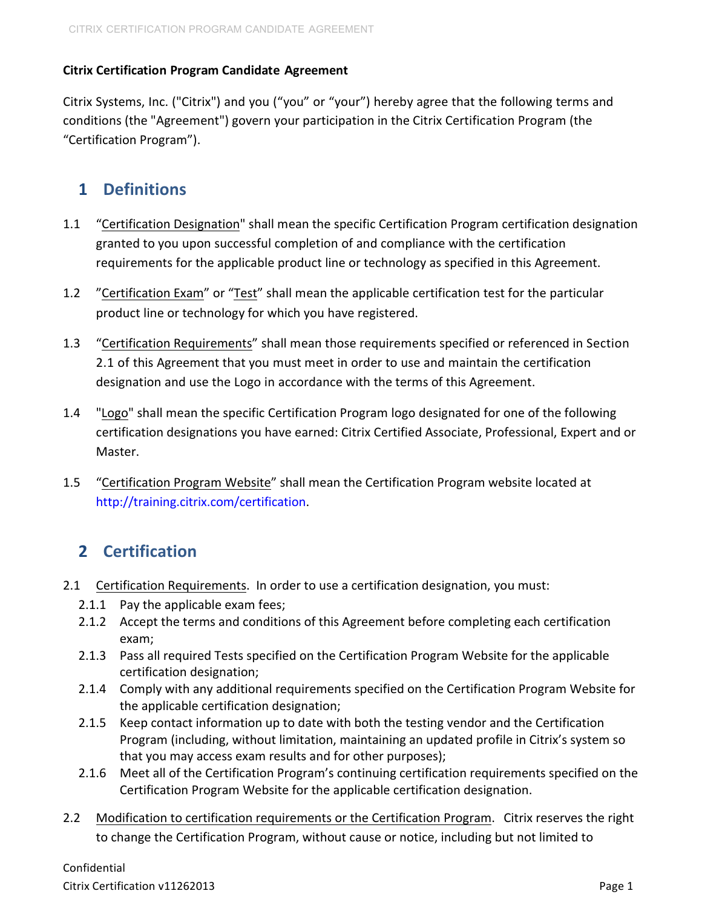**Citrix Certification Program Candidate Agreement**

Citrix Systems, Inc. ("Citrix") and you ("you" or "your") hereby agree that the following terms and conditions (the "Agreement") govern your participation in the Citrix Certification Program (the "Certification Program").

## 1 Definitions

1.1 "Certification Designation" shall mean the specific Certification Program certification designation granted to you upon successful completion of and compliance with the certification requirements for the applicable product line or technology as specified in this Agreement.

1.2 "Certification Exam" or "Test" shall mean the applicable certification test for the particular product line or technology for which you have registered.

1.3 "Certification Requirements" shall mean those requirements specified or referenced in Section 2.1 of this Agreement that you must meet in order to use and maintain the certification designation and use the Logo in accordance with the terms of this Agreement.

1.4 "Logo" shall mean the specific Certification Program logo designated for one of the following certification designations you have earned: Citrix Certified Associate, Professional, Expert and or Master.

1.5 "Certification Program Website" shall mean the Certification Program website located at http://training.citrix.com/certification.

## 2 Certification

2.1 Certification Requirements. In order to use a certification designation, you must:

- 2.1.1 Pay the applicable exam fees;
- 2.1.2 Accept the terms and conditions of this Agreement before completing each certification exam;
- 2.1.3 Pass all required Tests specified on the Certification Program Website for the applicable certification designation;
- 2.1.4 Comply with any additional requirements specified on the Certification Program Website for the applicable certification designation;
- 2.1.5 Keep contact information up to date with both the testing vendor and the Certification Program (including, without limitation, maintaining an updated profile in Citrix's system so that you may access exam results and for other purposes);
- 2.1.6 Meet all of the Certification Program's continuing certification requirements specified on the Certification Program Website for the applicable certification designation.

2.2 Modification to certification requirements or the Certification Program. Citrix reserves the right to change the Certification Program, without cause or notice, including but not limited to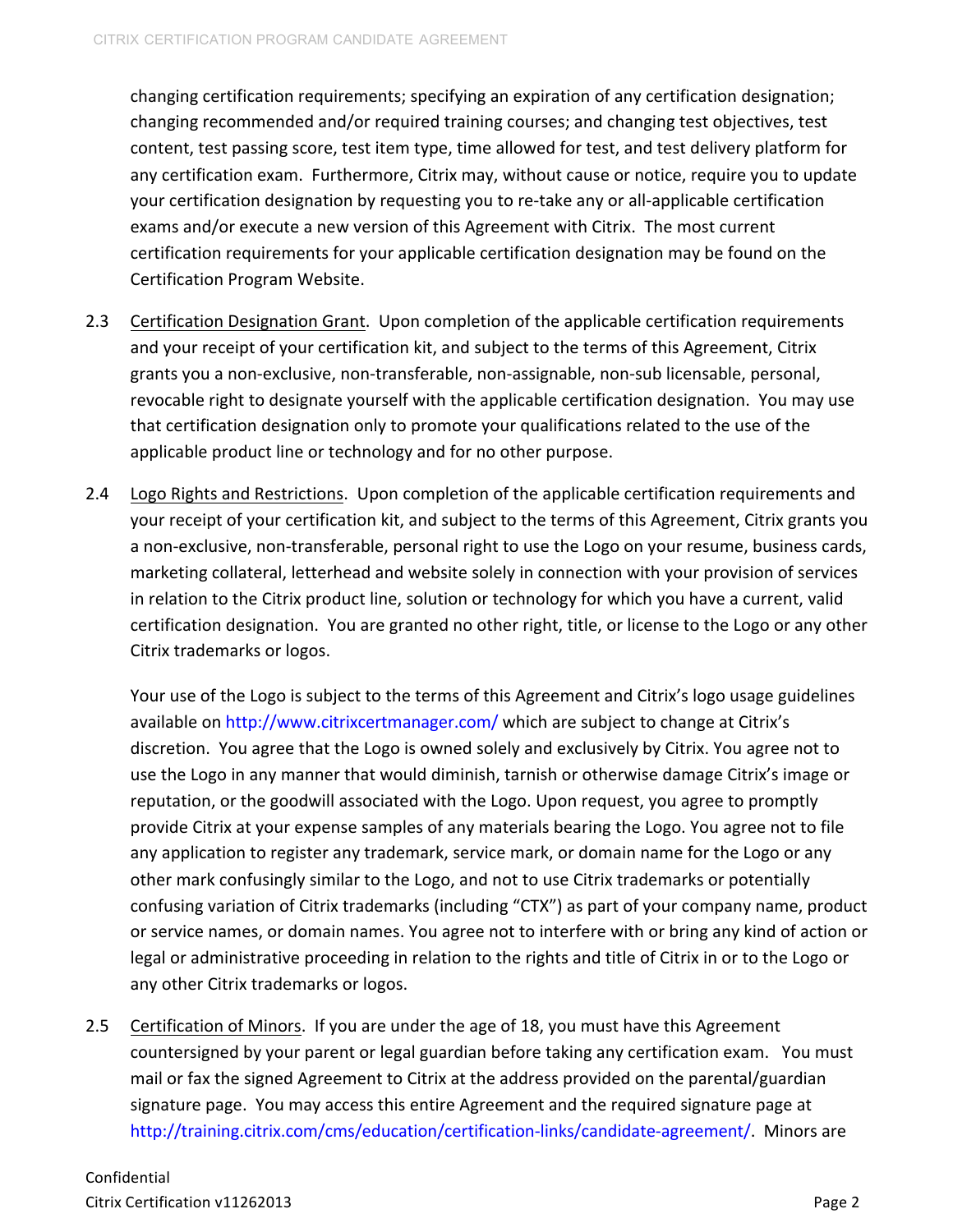changing certification requirements; specifying an expiration of any certification designation; changing recommended and/or required training courses; and changing test objectives, test content, test passing score, test item type, time allowed for test, and test delivery platform for any certification exam. Furthermore, Citrix may, without cause or notice, require you to update your certification designation by requesting you to re-take any or all-applicable certification exams and/or execute a new version of this Agreement with Citrix. The most current certification requirements for your applicable certification designation may be found on the Certification Program Website.

2.3 Certification Designation Grant. Upon completion of the applicable certification requirements and your receipt of your certification kit, and subject to the terms of this Agreement, Citrix grants you a non-exclusive, non-transferable, non-assignable, non-sub licensable, personal, revocable right to designate yourself with the applicable certification designation. You may use that certification designation only to promote your qualifications related to the use of the applicable product line or technology and for no other purpose.

2.4 Logo Rights and Restrictions. Upon completion of the applicable certification requirements and your receipt of your certification kit, and subject to the terms of this Agreement, Citrix grants you a non-exclusive, non-transferable, personal right to use the Logo on your resume, business cards, marketing collateral, letterhead and website solely in connection with your provision of services in relation to the Citrix product line, solution or technology for which you have a current, valid certification designation. You are granted no other right, title, or license to the Logo or any other Citrix trademarks or logos.

Your use of the Logo is subject to the terms of this Agreement and Citrix's logo usage guidelines available on http://www.citrixcertmanager.com/ which are subject to change at Citrix's discretion. You agree that the Logo is owned solely and exclusively by Citrix. You agree not to use the Logo in any manner that would diminish, tarnish or otherwise damage Citrix's image or reputation, or the goodwill associated with the Logo. Upon request, you agree to promptly provide Citrix at your expense samples of any materials bearing the Logo. You agree not to file any application to register any trademark, service mark, or domain name for the Logo or any other mark confusingly similar to the Logo, and not to use Citrix trademarks or potentially confusing variation of Citrix trademarks (including "CTX") as part of your company name, product or service names, or domain names. You agree not to interfere with or bring any kind of action or legal or administrative proceeding in relation to the rights and title of Citrix in or to the Logo or any other Citrix trademarks or logos.

2.5 Certification of Minors. If you are under the age of 18, you must have this Agreement countersigned by your parent or legal guardian before taking any certification exam. You must mail or fax the signed Agreement to Citrix at the address provided on the parental/guardian signature page. You may access this entire Agreement and the required signature page at http://training.citrix.com/cms/education/certification-links/candidate-agreement/. Minors are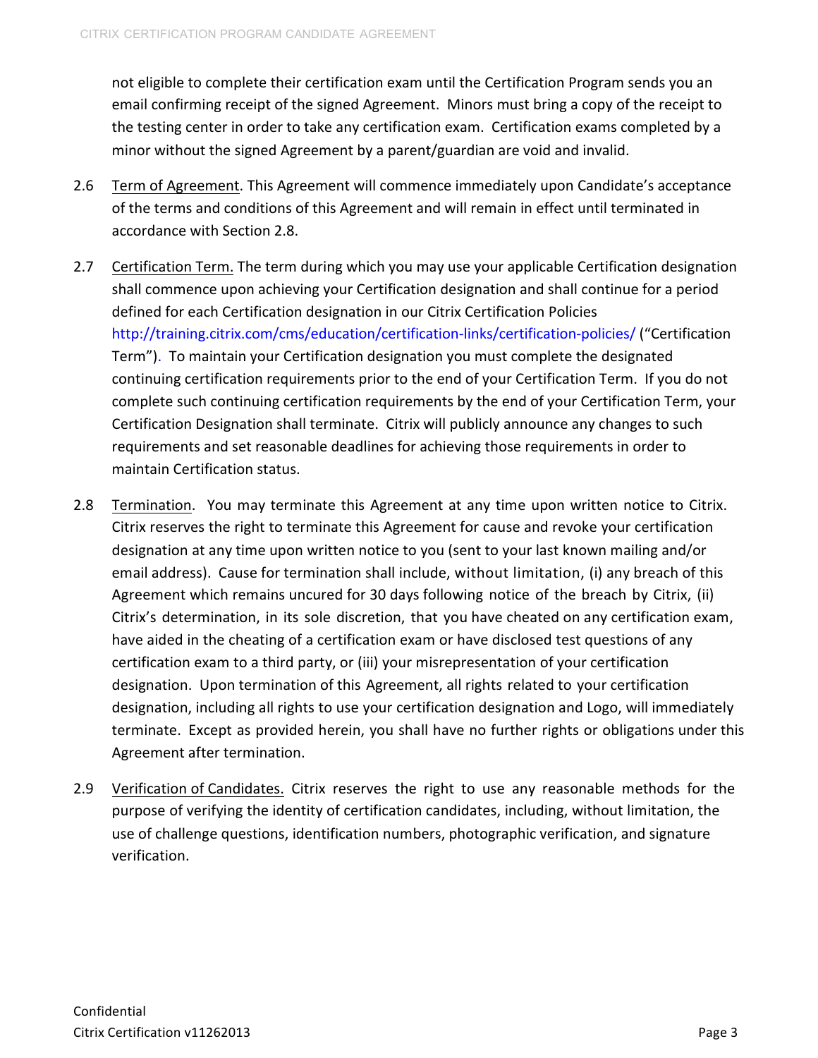not eligible to complete their certification exam until the Certification Program sends you an email confirming receipt of the signed Agreement. Minors must bring a copy of the receipt to the testing center in order to take any certification exam. Certification exams completed by a minor without the signed Agreement by a parent/guardian are void and invalid.

2.6 Term of Agreement. This Agreement will commence immediately upon Candidate's acceptance of the terms and conditions of this Agreement and will remain in effect until terminated in accordance with Section 2.8.

2.7 Certification Term. The term during which you may use your applicable Certification designation shall commence upon achieving your Certification designation and shall continue for a period defined for each Certification designation in our Citrix Certification Policies http://training.citrix.com/cms/education/certification-links/certification-policies/ ("Certification Term"). To maintain your Certification designation you must complete the designated continuing certification requirements prior to the end of your Certification Term. If you do not complete such continuing certification requirements by the end of your Certification Term, your Certification Designation shall terminate. Citrix will publicly announce any changes to such requirements and set reasonable deadlines for achieving those requirements in order to maintain Certification status.

2.8 Termination. You may terminate this Agreement at any time upon written notice to Citrix. Citrix reserves the right to terminate this Agreement for cause and revoke your certification designation at any time upon written notice to you (sent to your last known mailing and/or email address). Cause for termination shall include, without limitation, (i) any breach of this Agreement which remains uncured for 30 days following notice of the breach by Citrix, (ii) Citrix's determination, in its sole discretion, that you have cheated on any certification exam, have aided in the cheating of a certification exam or have disclosed test questions of any certification exam to a third party, or (iii) your misrepresentation of your certification designation. Upon termination of this Agreement, all rights related to your certification designation, including all rights to use your certification designation and Logo, will immediately terminate. Except as provided herein, you shall have no further rights or obligations under this Agreement after termination.

2.9 Verification of Candidates. Citrix reserves the right to use any reasonable methods for the purpose of verifying the identity of certification candidates, including, without limitation, the use of challenge questions, identification numbers, photographic verification, and signature verification.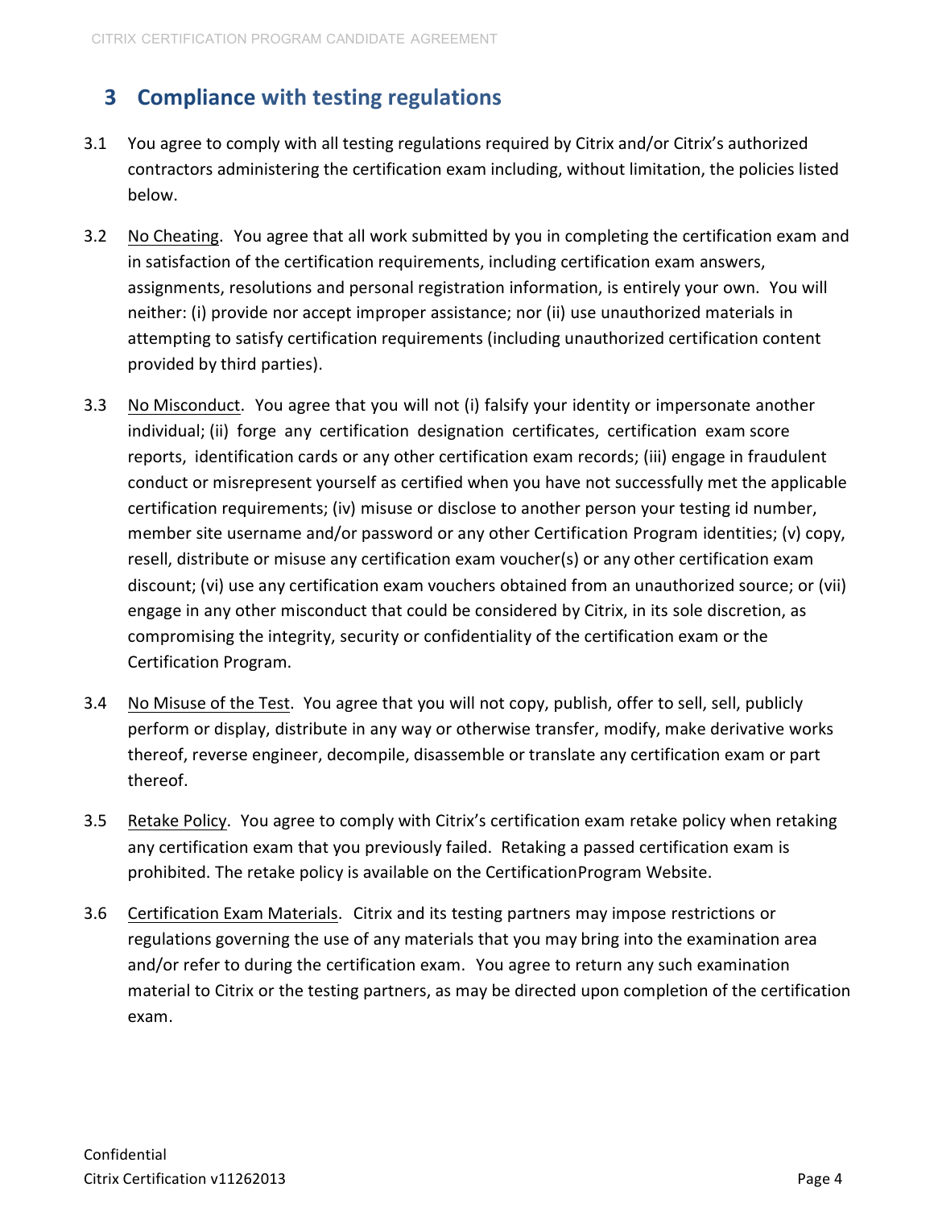## 3 Compliance with testing regulations

3.1 You agree to comply with all testing regulations required by Citrix and/or Citrix's authorized contractors administering the certification exam including, without limitation, the policies listed below.

3.2 No Cheating. You agree that all work submitted by you in completing the certification exam and in satisfaction of the certification requirements, including certification exam answers, assignments, resolutions and personal registration information, is entirely your own. You will neither: (i) provide nor accept improper assistance; nor (ii) use unauthorized materials in attempting to satisfy certification requirements (including unauthorized certification content provided by third parties).

3.3 No Misconduct. You agree that you will not (i) falsify your identity or impersonate another individual; (ii) forge any certification designation certificates, certification exam score reports, identification cards or any other certification exam records; (iii) engage in fraudulent conduct or misrepresent yourself as certified when you have not successfully met the applicable certification requirements; (iv) misuse or disclose to another person your testing id number, member site username and/or password or any other Certification Program identities; (v) copy, resell, distribute or misuse any certification exam voucher(s) or any other certification exam discount; (vi) use any certification exam vouchers obtained from an unauthorized source; or (vii) engage in any other misconduct that could be considered by Citrix, in its sole discretion, as compromising the integrity, security or confidentiality of the certification exam or the Certification Program.

3.4 No Misuse of the Test. You agree that you will not copy, publish, offer to sell, sell, publicly perform or display, distribute in any way or otherwise transfer, modify, make derivative works thereof, reverse engineer, decompile, disassemble or translate any certification exam or part thereof.

3.5 Retake Policy. You agree to comply with Citrix's certification exam retake policy when retaking any certification exam that you previously failed. Retaking a passed certification exam is prohibited. The retake policy is available on the CertificationProgram Website.

3.6 Certification Exam Materials. Citrix and its testing partners may impose restrictions or regulations governing the use of any materials that you may bring into the examination area and/or refer to during the certification exam. You agree to return any such examination material to Citrix or the testing partners, as may be directed upon completion of the certification exam.

Confidential
Citrix Certification v11262013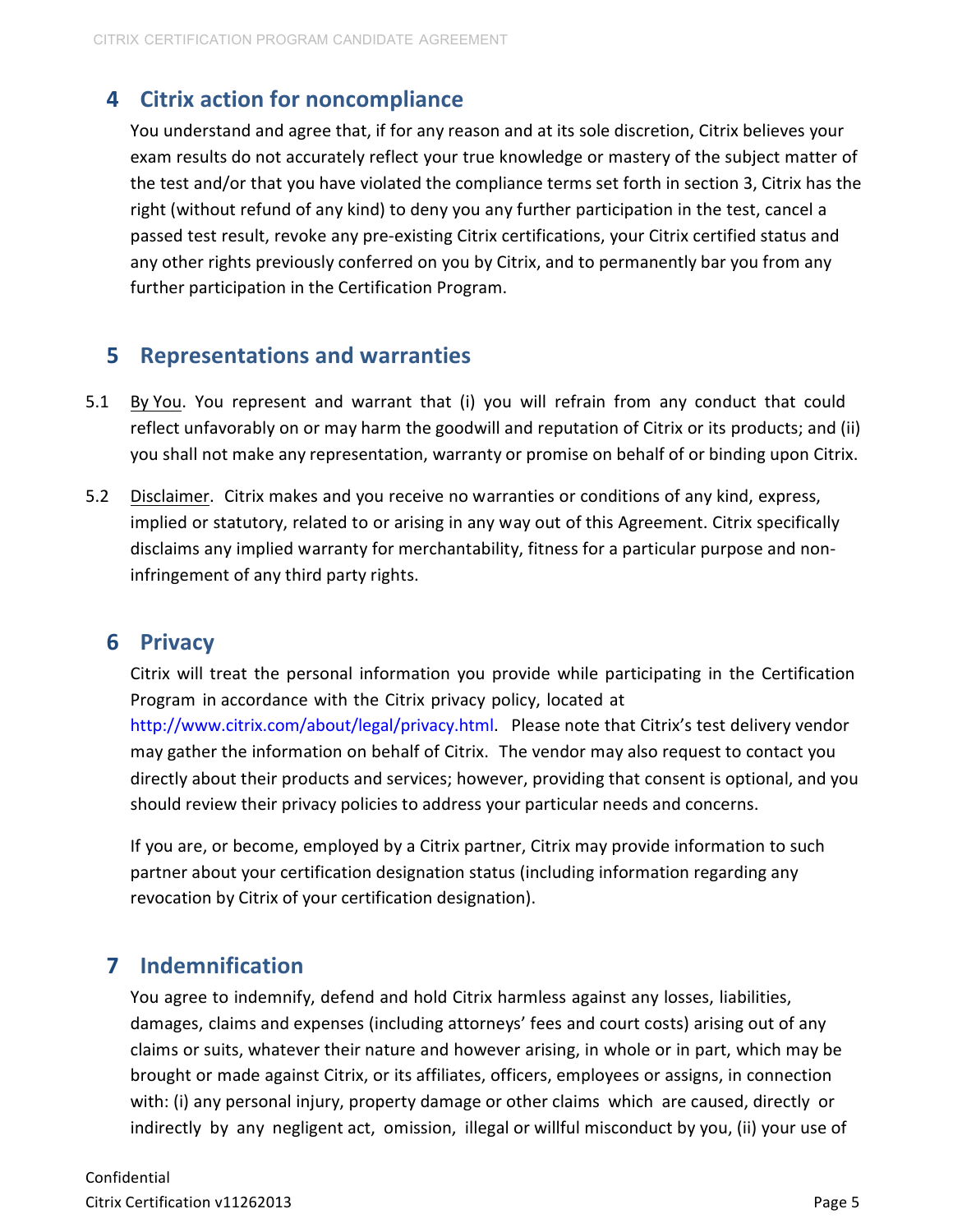## 4 Citrix action for noncompliance

You understand and agree that, if for any reason and at its sole discretion, Citrix believes your exam results do not accurately reflect your true knowledge or mastery of the subject matter of the test and/or that you have violated the compliance terms set forth in section 3, Citrix has the right (without refund of any kind) to deny you any further participation in the test, cancel a passed test result, revoke any pre-existing Citrix certifications, your Citrix certified status and any other rights previously conferred on you by Citrix, and to permanently bar you from any further participation in the Certification Program.

## 5 Representations and warranties

5.1 By You. You represent and warrant that (i) you will refrain from any conduct that could reflect unfavorably on or may harm the goodwill and reputation of Citrix or its products; and (ii) you shall not make any representation, warranty or promise on behalf of or binding upon Citrix.

5.2 Disclaimer. Citrix makes and you receive no warranties or conditions of any kind, express, implied or statutory, related to or arising in any way out of this Agreement. Citrix specifically disclaims any implied warranty for merchantability, fitness for a particular purpose and non-infringement of any third party rights.

## 6 Privacy

Citrix will treat the personal information you provide while participating in the Certification Program in accordance with the Citrix privacy policy, located at http://www.citrix.com/about/legal/privacy.html. Please note that Citrix's test delivery vendor may gather the information on behalf of Citrix. The vendor may also request to contact you directly about their products and services; however, providing that consent is optional, and you should review their privacy policies to address your particular needs and concerns.

If you are, or become, employed by a Citrix partner, Citrix may provide information to such partner about your certification designation status (including information regarding any revocation by Citrix of your certification designation).

## 7 Indemnification

You agree to indemnify, defend and hold Citrix harmless against any losses, liabilities, damages, claims and expenses (including attorneys' fees and court costs) arising out of any claims or suits, whatever their nature and however arising, in whole or in part, which may be brought or made against Citrix, or its affiliates, officers, employees or assigns, in connection with: (i) any personal injury, property damage or other claims which are caused, directly or indirectly by any negligent act, omission, illegal or willful misconduct by you, (ii) your use of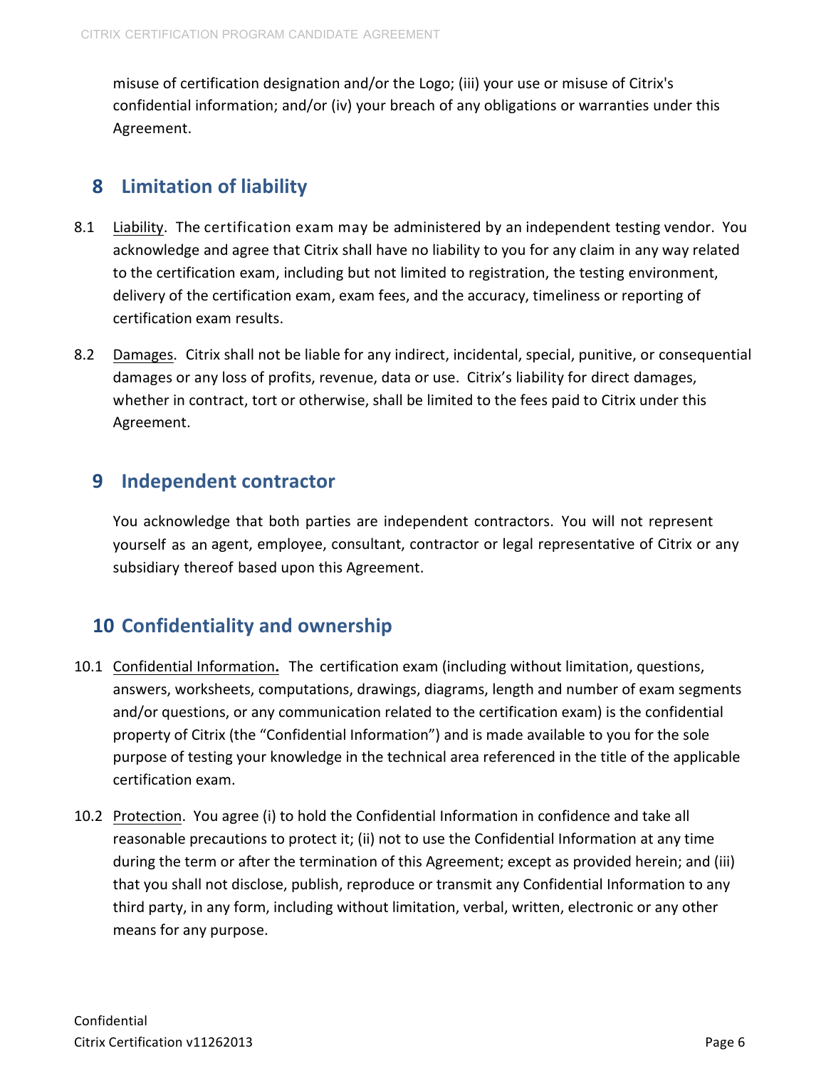misuse of certification designation and/or the Logo; (iii) your use or misuse of Citrix's confidential information; and/or (iv) your breach of any obligations or warranties under this Agreement.

## 8 Limitation of liability

8.1 Liability. The certification exam may be administered by an independent testing vendor. You acknowledge and agree that Citrix shall have no liability to you for any claim in any way related to the certification exam, including but not limited to registration, the testing environment, delivery of the certification exam, exam fees, and the accuracy, timeliness or reporting of certification exam results.

8.2 Damages. Citrix shall not be liable for any indirect, incidental, special, punitive, or consequential damages or any loss of profits, revenue, data or use. Citrix's liability for direct damages, whether in contract, tort or otherwise, shall be limited to the fees paid to Citrix under this Agreement.

## 9 Independent contractor

You acknowledge that both parties are independent contractors. You will not represent yourself as an agent, employee, consultant, contractor or legal representative of Citrix or any subsidiary thereof based upon this Agreement.

## 10 Confidentiality and ownership

10.1 Confidential Information**.** The certification exam (including without limitation, questions, answers, worksheets, computations, drawings, diagrams, length and number of exam segments and/or questions, or any communication related to the certification exam) is the confidential property of Citrix (the "Confidential Information") and is made available to you for the sole purpose of testing your knowledge in the technical area referenced in the title of the applicable certification exam.

10.2 Protection. You agree (i) to hold the Confidential Information in confidence and take all reasonable precautions to protect it; (ii) not to use the Confidential Information at any time during the term or after the termination of this Agreement; except as provided herein; and (iii) that you shall not disclose, publish, reproduce or transmit any Confidential Information to any third party, in any form, including without limitation, verbal, written, electronic or any other means for any purpose.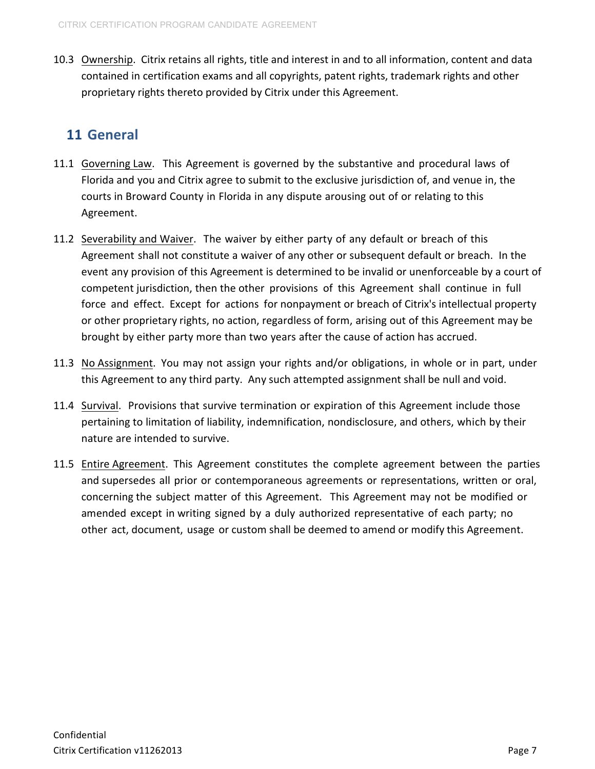10.3 Ownership. Citrix retains all rights, title and interest in and to all information, content and data contained in certification exams and all copyrights, patent rights, trademark rights and other proprietary rights thereto provided by Citrix under this Agreement.

## 11 General

11.1 Governing Law. This Agreement is governed by the substantive and procedural laws of Florida and you and Citrix agree to submit to the exclusive jurisdiction of, and venue in, the courts in Broward County in Florida in any dispute arousing out of or relating to this Agreement.

11.2 Severability and Waiver. The waiver by either party of any default or breach of this Agreement shall not constitute a waiver of any other or subsequent default or breach. In the event any provision of this Agreement is determined to be invalid or unenforceable by a court of competent jurisdiction, then the other provisions of this Agreement shall continue in full force and effect. Except for actions for nonpayment or breach of Citrix's intellectual property or other proprietary rights, no action, regardless of form, arising out of this Agreement may be brought by either party more than two years after the cause of action has accrued.

11.3 No Assignment. You may not assign your rights and/or obligations, in whole or in part, under this Agreement to any third party. Any such attempted assignment shall be null and void.

11.4 Survival. Provisions that survive termination or expiration of this Agreement include those pertaining to limitation of liability, indemnification, nondisclosure, and others, which by their nature are intended to survive.

11.5 Entire Agreement. This Agreement constitutes the complete agreement between the parties and supersedes all prior or contemporaneous agreements or representations, written or oral, concerning the subject matter of this Agreement. This Agreement may not be modified or amended except in writing signed by a duly authorized representative of each party; no other act, document, usage or custom shall be deemed to amend or modify this Agreement.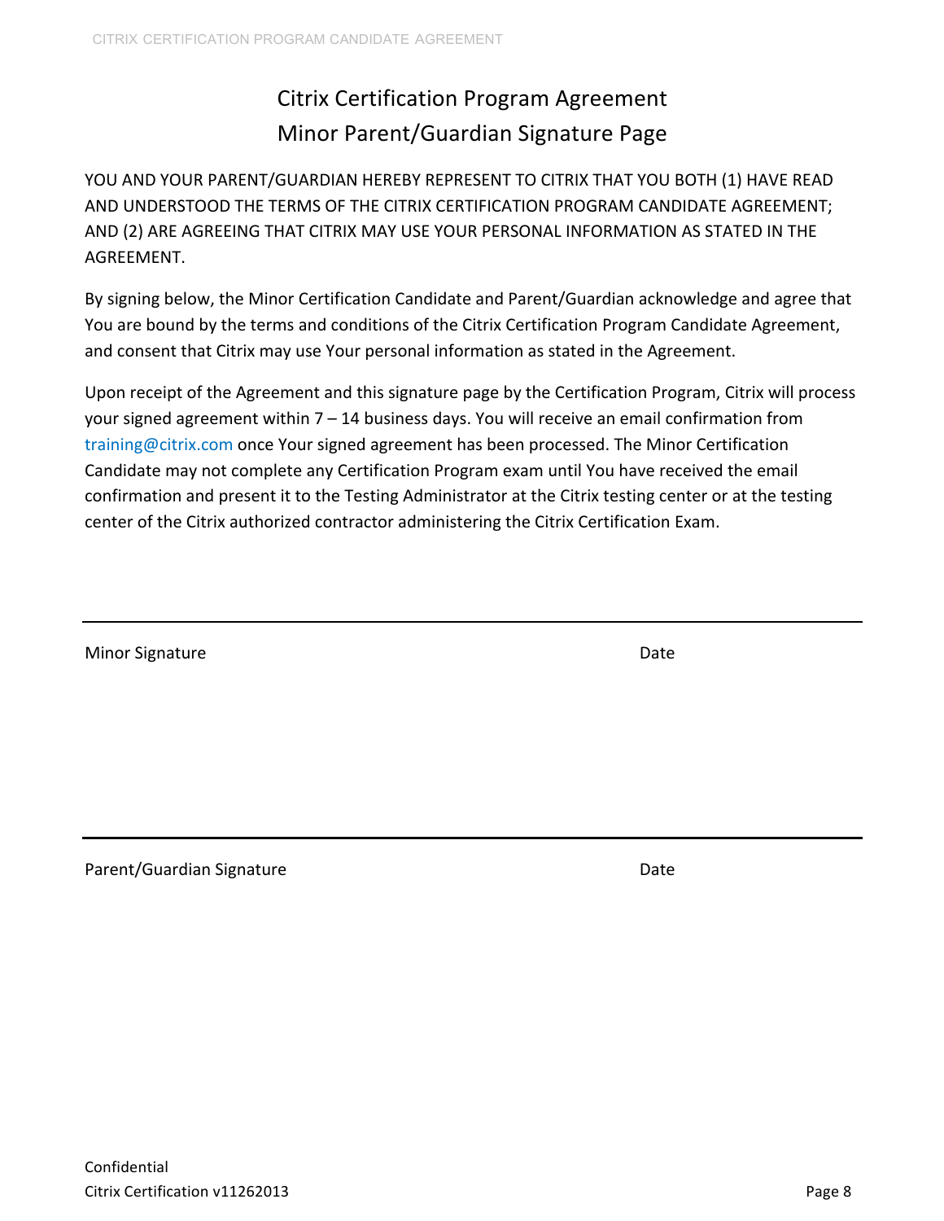# Citrix Certification Program Agreement
# Minor Parent/Guardian Signature Page

YOU AND YOUR PARENT/GUARDIAN HEREBY REPRESENT TO CITRIX THAT YOU BOTH (1) HAVE READ AND UNDERSTOOD THE TERMS OF THE CITRIX CERTIFICATION PROGRAM CANDIDATE AGREEMENT; AND (2) ARE AGREEING THAT CITRIX MAY USE YOUR PERSONAL INFORMATION AS STATED IN THE AGREEMENT.

By signing below, the Minor Certification Candidate and Parent/Guardian acknowledge and agree that You are bound by the terms and conditions of the Citrix Certification Program Candidate Agreement, and consent that Citrix may use Your personal information as stated in the Agreement.

Upon receipt of the Agreement and this signature page by the Certification Program, Citrix will process your signed agreement within 7 – 14 business days. You will receive an email confirmation from training@citrix.com once Your signed agreement has been processed. The Minor Certification Candidate may not complete any Certification Program exam until You have received the email confirmation and present it to the Testing Administrator at the Citrix testing center or at the testing center of the Citrix authorized contractor administering the Citrix Certification Exam.

---

Minor Signature                                                                                    Date

---

Parent/Guardian Signature                                                                          Date

Confidential
Citrix Certification v11262013